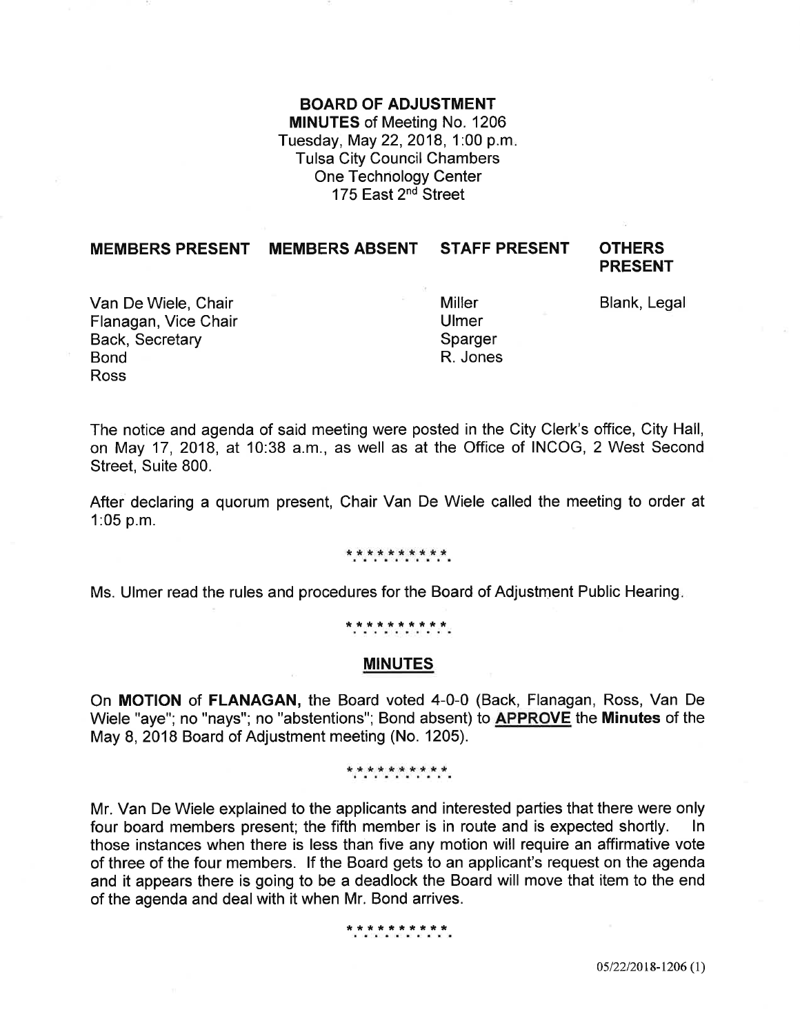**BOARD OF ADJUSTMENT**
**MINUTES** of Meeting No. 1206
Tuesday, May 22, 2018, 1:00 p.m.
Tulsa City Council Chambers
One Technology Center
175 East 2nd Street

| MEMBERS PRESENT | MEMBERS ABSENT | STAFF PRESENT | OTHERS PRESENT |
|---|---|---|---|
| Van De Wiele, Chair | | Miller | Blank, Legal |
| Flanagan, Vice Chair | | Ulmer | |
| Back, Secretary | | Sparger | |
| Bond | | R. Jones | |
| Ross | | | |

The notice and agenda of said meeting were posted in the City Clerk's office, City Hall, on May 17, 2018, at 10:38 a.m., as well as at the Office of INCOG, 2 West Second Street, Suite 800.

After declaring a quorum present, Chair Van De Wiele called the meeting to order at 1:05 p.m.

\* \* \* \* \* \* \* \* \* \*

Ms. Ulmer read the rules and procedures for the Board of Adjustment Public Hearing.

\* \* \* \* \* \* \* \* \* \*

## MINUTES

On **MOTION** of **FLANAGAN,** the Board voted 4-0-0 (Back, Flanagan, Ross, Van De Wiele "aye"; no "nays"; no "abstentions"; Bond absent) to **APPROVE** the **Minutes** of the May 8, 2018 Board of Adjustment meeting (No. 1205).

\* \* \* \* \* \* \* \* \* \*

Mr. Van De Wiele explained to the applicants and interested parties that there were only four board members present; the fifth member is in route and is expected shortly. In those instances when there is less than five any motion will require an affirmative vote of three of the four members. If the Board gets to an applicant's request on the agenda and it appears there is going to be a deadlock the Board will move that item to the end of the agenda and deal with it when Mr. Bond arrives.

\* \* \* \* \* \* \* \* \* \*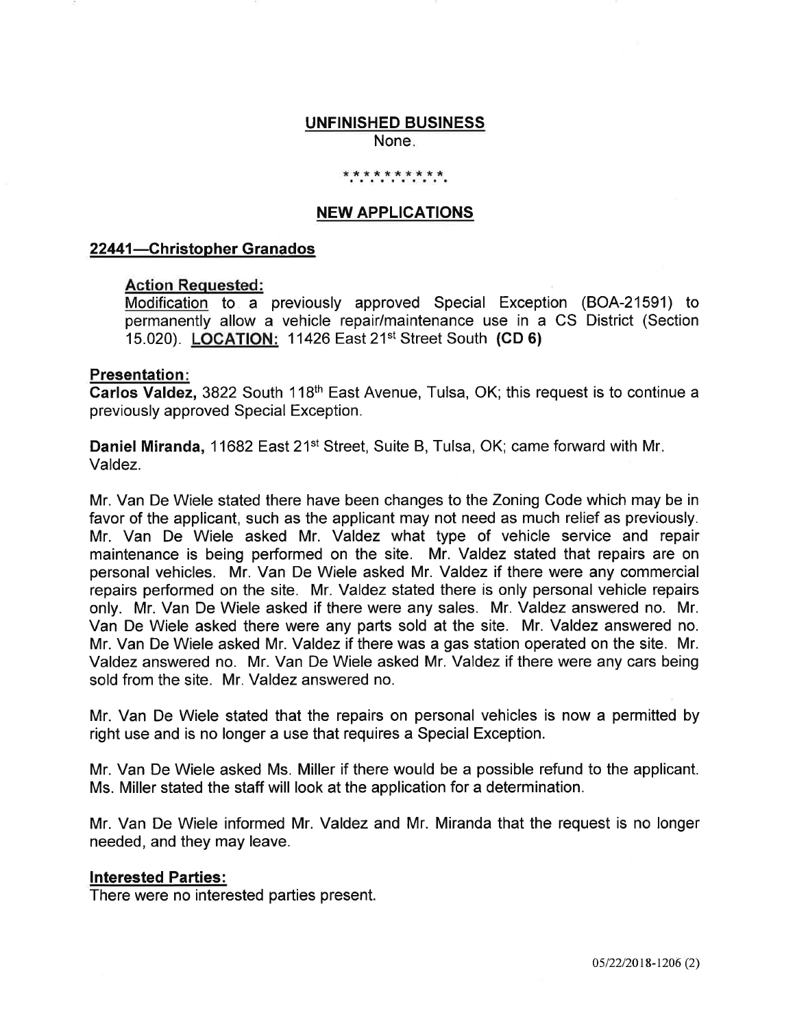## UNFINISHED BUSINESS

None.

\* \* \* \* \* \* \* \* \* \*

## NEW APPLICATIONS

### 22441—Christopher Granados

**Action Requested:**

Modification to a previously approved Special Exception (BOA-21591) to permanently allow a vehicle repair/maintenance use in a CS District (Section 15.020). **LOCATION:** 11426 East 21st Street South **(CD 6)**

**Presentation:**

**Carlos Valdez,** 3822 South 118th East Avenue, Tulsa, OK; this request is to continue a previously approved Special Exception.

**Daniel Miranda,** 11682 East 21st Street, Suite B, Tulsa, OK; came forward with Mr. Valdez.

Mr. Van De Wiele stated there have been changes to the Zoning Code which may be in favor of the applicant, such as the applicant may not need as much relief as previously. Mr. Van De Wiele asked Mr. Valdez what type of vehicle service and repair maintenance is being performed on the site. Mr. Valdez stated that repairs are on personal vehicles. Mr. Van De Wiele asked Mr. Valdez if there were any commercial repairs performed on the site. Mr. Valdez stated there is only personal vehicle repairs only. Mr. Van De Wiele asked if there were any sales. Mr. Valdez answered no. Mr. Van De Wiele asked there were any parts sold at the site. Mr. Valdez answered no. Mr. Van De Wiele asked Mr. Valdez if there was a gas station operated on the site. Mr. Valdez answered no. Mr. Van De Wiele asked Mr. Valdez if there were any cars being sold from the site. Mr. Valdez answered no.

Mr. Van De Wiele stated that the repairs on personal vehicles is now a permitted by right use and is no longer a use that requires a Special Exception.

Mr. Van De Wiele asked Ms. Miller if there would be a possible refund to the applicant. Ms. Miller stated the staff will look at the application for a determination.

Mr. Van De Wiele informed Mr. Valdez and Mr. Miranda that the request is no longer needed, and they may leave.

**Interested Parties:**

There were no interested parties present.

05/22/2018-1206 (2)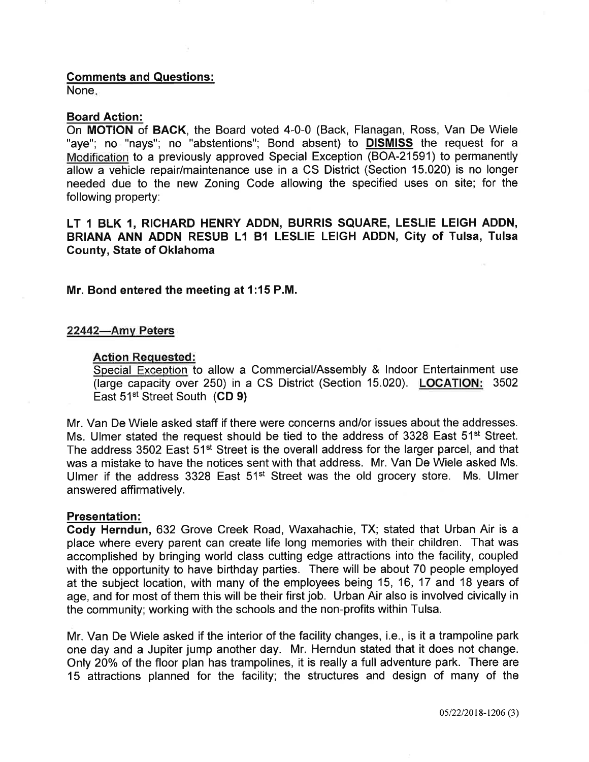**Comments and Questions:**
None.

**Board Action:**
On **MOTION** of **BACK**, the Board voted 4-0-0 (Back, Flanagan, Ross, Van De Wiele "aye"; no "nays"; no "abstentions"; Bond absent) to **DISMISS** the request for a Modification to a previously approved Special Exception (BOA-21591) to permanently allow a vehicle repair/maintenance use in a CS District (Section 15.020) is no longer needed due to the new Zoning Code allowing the specified uses on site; for the following property:

**LT 1 BLK 1, RICHARD HENRY ADDN, BURRIS SQUARE, LESLIE LEIGH ADDN, BRIANA ANN ADDN RESUB L1 B1 LESLIE LEIGH ADDN, City of Tulsa, Tulsa County, State of Oklahoma**

**Mr. Bond entered the meeting at 1:15 P.M.**

**22442—Amy Peters**

**Action Requested:**
Special Exception to allow a Commercial/Assembly & Indoor Entertainment use (large capacity over 250) in a CS District (Section 15.020). **LOCATION:** 3502 East 51st Street South (**CD 9**)

Mr. Van De Wiele asked staff if there were concerns and/or issues about the addresses. Ms. Ulmer stated the request should be tied to the address of 3328 East 51st Street. The address 3502 East 51st Street is the overall address for the larger parcel, and that was a mistake to have the notices sent with that address. Mr. Van De Wiele asked Ms. Ulmer if the address 3328 East 51st Street was the old grocery store. Ms. Ulmer answered affirmatively.

**Presentation:**
**Cody Herndun,** 632 Grove Creek Road, Waxahachie, TX; stated that Urban Air is a place where every parent can create life long memories with their children. That was accomplished by bringing world class cutting edge attractions into the facility, coupled with the opportunity to have birthday parties. There will be about 70 people employed at the subject location, with many of the employees being 15, 16, 17 and 18 years of age, and for most of them this will be their first job. Urban Air also is involved civically in the community; working with the schools and the non-profits within Tulsa.

Mr. Van De Wiele asked if the interior of the facility changes, i.e., is it a trampoline park one day and a Jupiter jump another day. Mr. Herndun stated that it does not change. Only 20% of the floor plan has trampolines, it is really a full adventure park. There are 15 attractions planned for the facility; the structures and design of many of the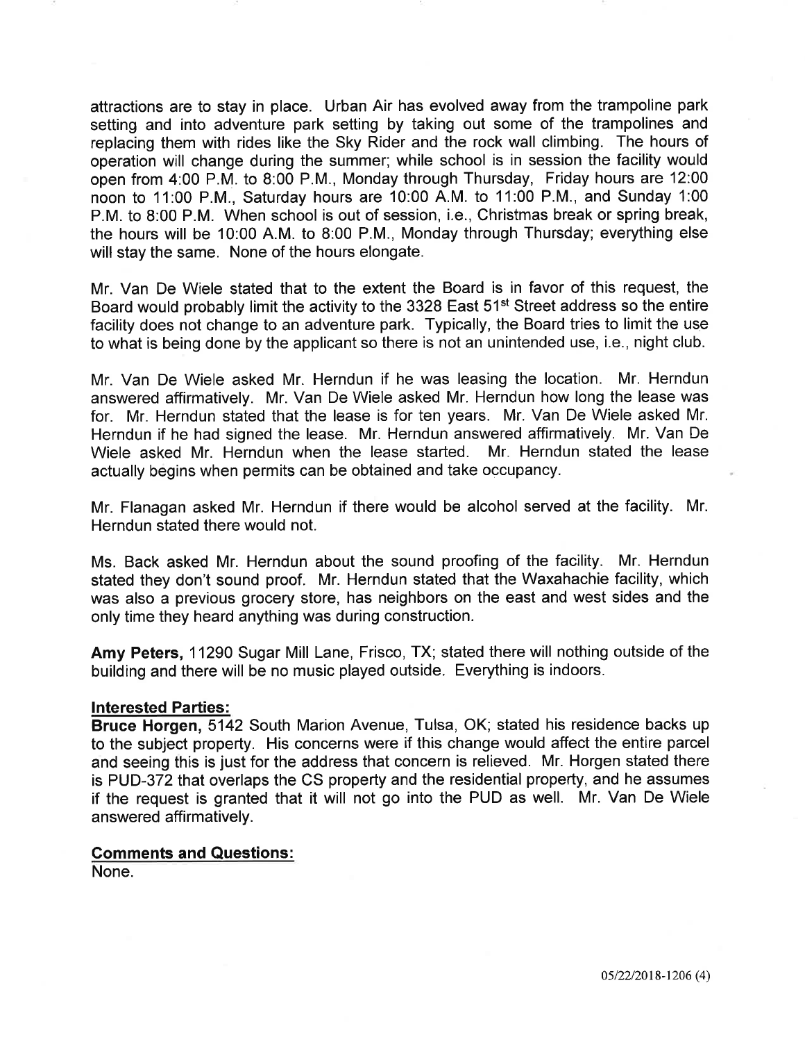attractions are to stay in place. Urban Air has evolved away from the trampoline park setting and into adventure park setting by taking out some of the trampolines and replacing them with rides like the Sky Rider and the rock wall climbing. The hours of operation will change during the summer; while school is in session the facility would open from 4:00 P.M. to 8:00 P.M., Monday through Thursday, Friday hours are 12:00 noon to 11:00 P.M., Saturday hours are 10:00 A.M. to 11:00 P.M., and Sunday 1:00 P.M. to 8:00 P.M. When school is out of session, i.e., Christmas break or spring break, the hours will be 10:00 A.M. to 8:00 P.M., Monday through Thursday; everything else will stay the same. None of the hours elongate.

Mr. Van De Wiele stated that to the extent the Board is in favor of this request, the Board would probably limit the activity to the 3328 East 51st Street address so the entire facility does not change to an adventure park. Typically, the Board tries to limit the use to what is being done by the applicant so there is not an unintended use, i.e., night club.

Mr. Van De Wiele asked Mr. Herndun if he was leasing the location. Mr. Herndun answered affirmatively. Mr. Van De Wiele asked Mr. Herndun how long the lease was for. Mr. Herndun stated that the lease is for ten years. Mr. Van De Wiele asked Mr. Herndun if he had signed the lease. Mr. Herndun answered affirmatively. Mr. Van De Wiele asked Mr. Herndun when the lease started. Mr. Herndun stated the lease actually begins when permits can be obtained and take occupancy.

Mr. Flanagan asked Mr. Herndun if there would be alcohol served at the facility. Mr. Herndun stated there would not.

Ms. Back asked Mr. Herndun about the sound proofing of the facility. Mr. Herndun stated they don't sound proof. Mr. Herndun stated that the Waxahachie facility, which was also a previous grocery store, has neighbors on the east and west sides and the only time they heard anything was during construction.

**Amy Peters,** 11290 Sugar Mill Lane, Frisco, TX; stated there will nothing outside of the building and there will be no music played outside. Everything is indoors.

**Interested Parties:**

**Bruce Horgen,** 5142 South Marion Avenue, Tulsa, OK; stated his residence backs up to the subject property. His concerns were if this change would affect the entire parcel and seeing this is just for the address that concern is relieved. Mr. Horgen stated there is PUD-372 that overlaps the CS property and the residential property, and he assumes if the request is granted that it will not go into the PUD as well. Mr. Van De Wiele answered affirmatively.

**Comments and Questions:**

None.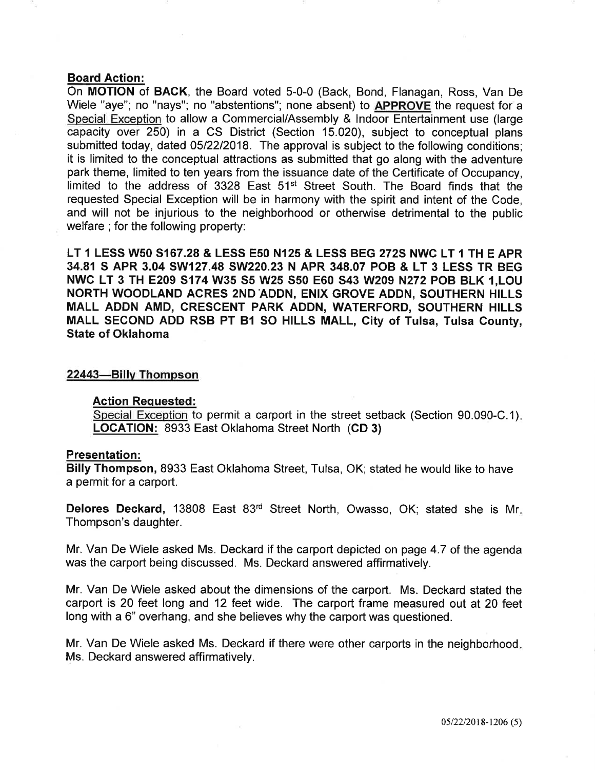### Board Action:

On **MOTION** of **BACK**, the Board voted 5-0-0 (Back, Bond, Flanagan, Ross, Van De Wiele "aye"; no "nays"; no "abstentions"; none absent) to **APPROVE** the request for a Special Exception to allow a Commercial/Assembly & Indoor Entertainment use (large capacity over 250) in a CS District (Section 15.020), subject to conceptual plans submitted today, dated 05/22/2018. The approval is subject to the following conditions; it is limited to the conceptual attractions as submitted that go along with the adventure park theme, limited to ten years from the issuance date of the Certificate of Occupancy, limited to the address of 3328 East 51st Street South. The Board finds that the requested Special Exception will be in harmony with the spirit and intent of the Code, and will not be injurious to the neighborhood or otherwise detrimental to the public welfare ; for the following property:

**LT 1 LESS W50 S167.28 & LESS E50 N125 & LESS BEG 272S NWC LT 1 TH E APR 34.81 S APR 3.04 SW127.48 SW220.23 N APR 348.07 POB & LT 3 LESS TR BEG NWC LT 3 TH E209 S174 W35 S5 W25 S50 E60 S43 W209 N272 POB BLK 1,LOU NORTH WOODLAND ACRES 2ND ADDN, ENIX GROVE ADDN, SOUTHERN HILLS MALL ADDN AMD, CRESCENT PARK ADDN, WATERFORD, SOUTHERN HILLS MALL SECOND ADD RSB PT B1 SO HILLS MALL, City of Tulsa, Tulsa County, State of Oklahoma**

## 22443—Billy Thompson

### Action Requested:

Special Exception to permit a carport in the street setback (Section 90.090-C.1). **LOCATION:** 8933 East Oklahoma Street North (**CD 3**)

### Presentation:

**Billy Thompson,** 8933 East Oklahoma Street, Tulsa, OK; stated he would like to have a permit for a carport.

**Delores Deckard,** 13808 East 83rd Street North, Owasso, OK; stated she is Mr. Thompson's daughter.

Mr. Van De Wiele asked Ms. Deckard if the carport depicted on page 4.7 of the agenda was the carport being discussed. Ms. Deckard answered affirmatively.

Mr. Van De Wiele asked about the dimensions of the carport. Ms. Deckard stated the carport is 20 feet long and 12 feet wide. The carport frame measured out at 20 feet long with a 6" overhang, and she believes why the carport was questioned.

Mr. Van De Wiele asked Ms. Deckard if there were other carports in the neighborhood. Ms. Deckard answered affirmatively.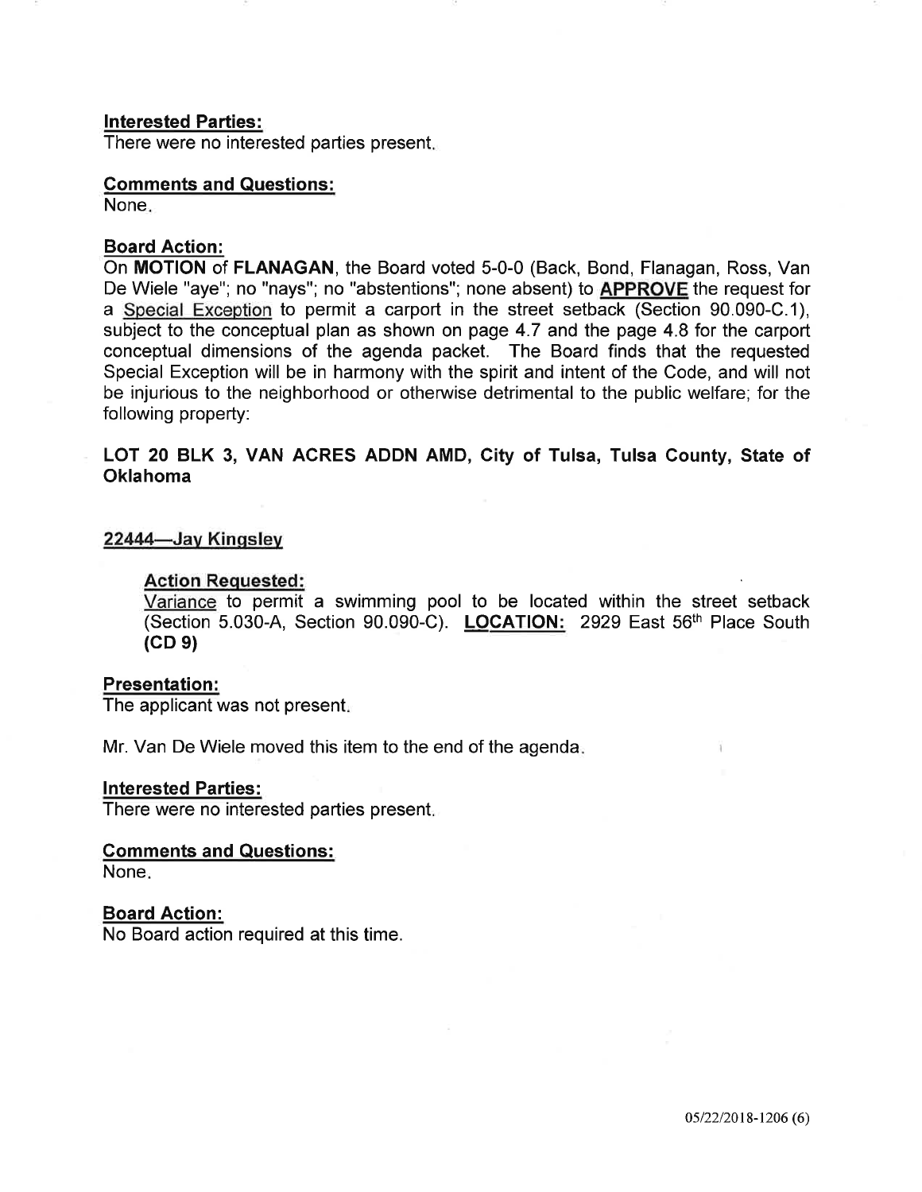**Interested Parties:**
There were no interested parties present.

**Comments and Questions:**
None.

**Board Action:**
On **MOTION** of **FLANAGAN**, the Board voted 5-0-0 (Back, Bond, Flanagan, Ross, Van De Wiele "aye"; no "nays"; no "abstentions"; none absent) to **APPROVE** the request for a Special Exception to permit a carport in the street setback (Section 90.090-C.1), subject to the conceptual plan as shown on page 4.7 and the page 4.8 for the carport conceptual dimensions of the agenda packet. The Board finds that the requested Special Exception will be in harmony with the spirit and intent of the Code, and will not be injurious to the neighborhood or otherwise detrimental to the public welfare; for the following property:

**LOT 20 BLK 3, VAN ACRES ADDN AMD, City of Tulsa, Tulsa County, State of Oklahoma**

**22444—Jay Kingsley**

**Action Requested:**
Variance to permit a swimming pool to be located within the street setback (Section 5.030-A, Section 90.090-C). **LOCATION:** 2929 East 56th Place South **(CD 9)**

**Presentation:**
The applicant was not present.

Mr. Van De Wiele moved this item to the end of the agenda.

**Interested Parties:**
There were no interested parties present.

**Comments and Questions:**
None.

**Board Action:**
No Board action required at this time.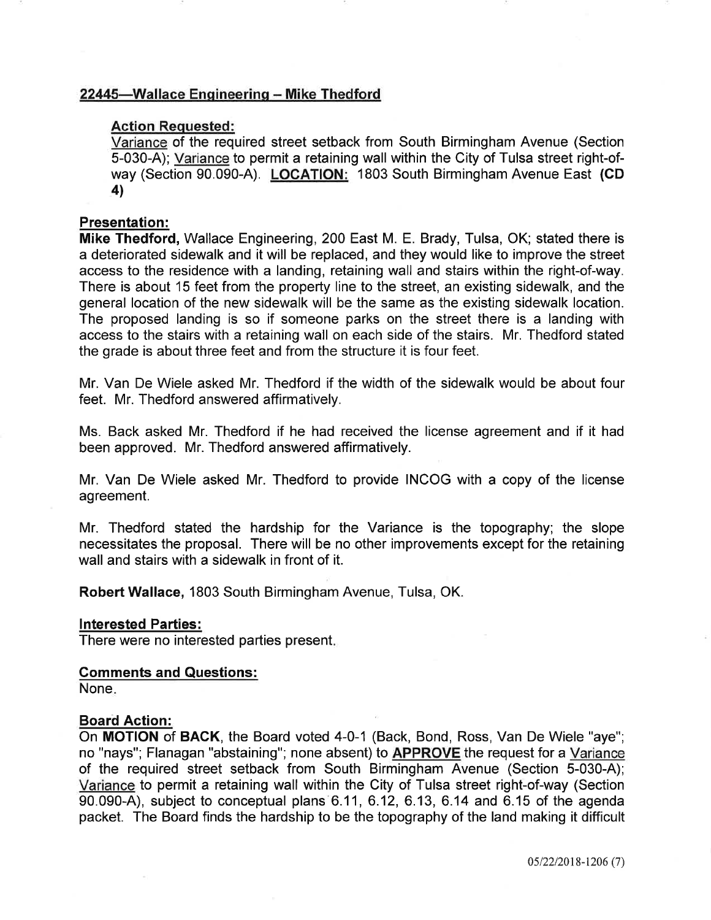## 22445—Wallace Engineering – Mike Thedford

### Action Requested:

Variance of the required street setback from South Birmingham Avenue (Section 5-030-A); Variance to permit a retaining wall within the City of Tulsa street right-of-way (Section 90.090-A). **LOCATION:** 1803 South Birmingham Avenue East **(CD 4)**

### Presentation:

**Mike Thedford,** Wallace Engineering, 200 East M. E. Brady, Tulsa, OK; stated there is a deteriorated sidewalk and it will be replaced, and they would like to improve the street access to the residence with a landing, retaining wall and stairs within the right-of-way. There is about 15 feet from the property line to the street, an existing sidewalk, and the general location of the new sidewalk will be the same as the existing sidewalk location. The proposed landing is so if someone parks on the street there is a landing with access to the stairs with a retaining wall on each side of the stairs. Mr. Thedford stated the grade is about three feet and from the structure it is four feet.

Mr. Van De Wiele asked Mr. Thedford if the width of the sidewalk would be about four feet. Mr. Thedford answered affirmatively.

Ms. Back asked Mr. Thedford if he had received the license agreement and if it had been approved. Mr. Thedford answered affirmatively.

Mr. Van De Wiele asked Mr. Thedford to provide INCOG with a copy of the license agreement.

Mr. Thedford stated the hardship for the Variance is the topography; the slope necessitates the proposal. There will be no other improvements except for the retaining wall and stairs with a sidewalk in front of it.

**Robert Wallace,** 1803 South Birmingham Avenue, Tulsa, OK.

### Interested Parties:

There were no interested parties present.

### Comments and Questions:

None.

### Board Action:

On **MOTION** of **BACK**, the Board voted 4-0-1 (Back, Bond, Ross, Van De Wiele "aye"; no "nays"; Flanagan "abstaining"; none absent) to **APPROVE** the request for a Variance of the required street setback from South Birmingham Avenue (Section 5-030-A); Variance to permit a retaining wall within the City of Tulsa street right-of-way (Section 90.090-A), subject to conceptual plans 6.11, 6.12, 6.13, 6.14 and 6.15 of the agenda packet. The Board finds the hardship to be the topography of the land making it difficult

05/22/2018-1206 (7)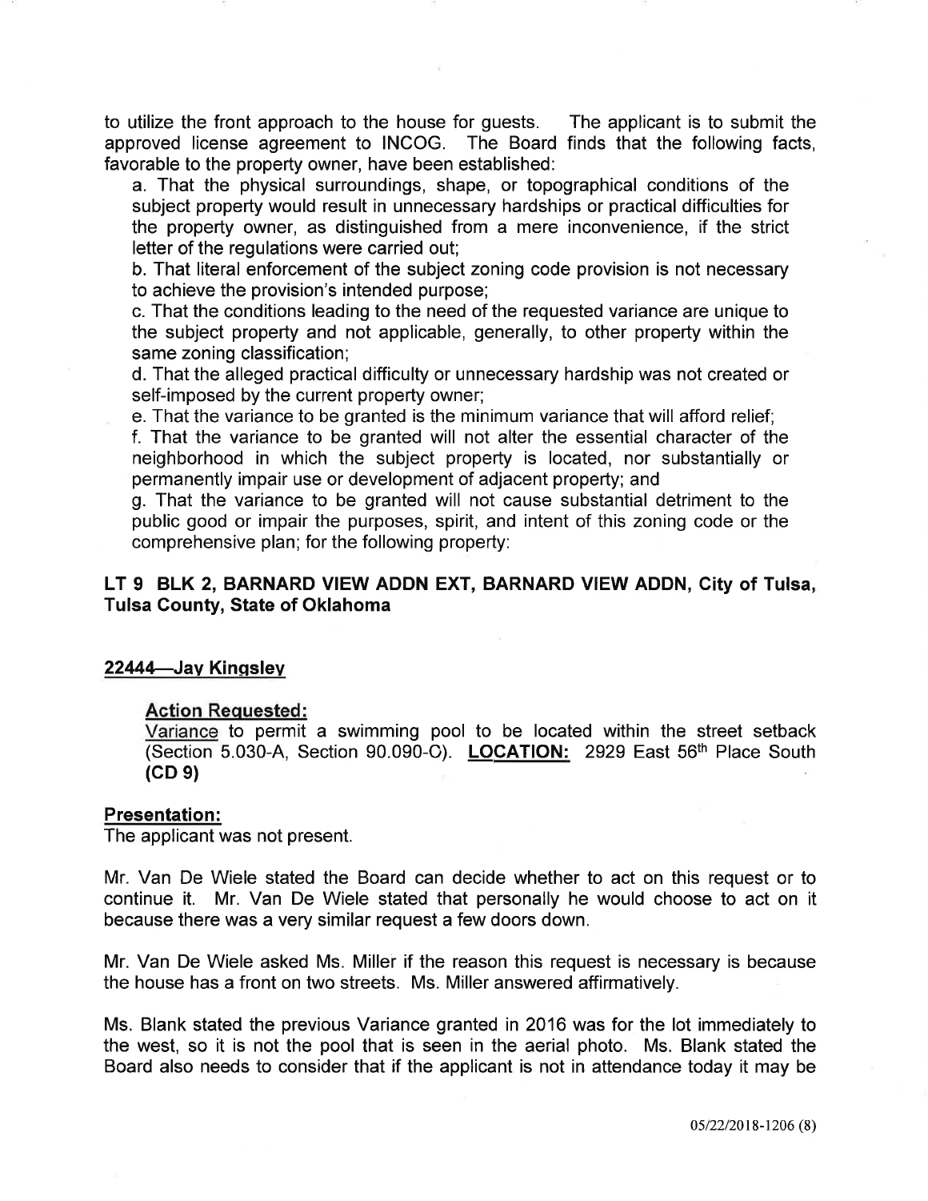to utilize the front approach to the house for guests. The applicant is to submit the approved license agreement to INCOG. The Board finds that the following facts, favorable to the property owner, have been established:

a. That the physical surroundings, shape, or topographical conditions of the subject property would result in unnecessary hardships or practical difficulties for the property owner, as distinguished from a mere inconvenience, if the strict letter of the regulations were carried out;

b. That literal enforcement of the subject zoning code provision is not necessary to achieve the provision's intended purpose;

c. That the conditions leading to the need of the requested variance are unique to the subject property and not applicable, generally, to other property within the same zoning classification;

d. That the alleged practical difficulty or unnecessary hardship was not created or self-imposed by the current property owner;

e. That the variance to be granted is the minimum variance that will afford relief;

f. That the variance to be granted will not alter the essential character of the neighborhood in which the subject property is located, nor substantially or permanently impair use or development of adjacent property; and

g. That the variance to be granted will not cause substantial detriment to the public good or impair the purposes, spirit, and intent of this zoning code or the comprehensive plan; for the following property:

**LT 9 BLK 2, BARNARD VIEW ADDN EXT, BARNARD VIEW ADDN, City of Tulsa, Tulsa County, State of Oklahoma**

## 22444—Jay Kingsley

### Action Requested:

Variance to permit a swimming pool to be located within the street setback (Section 5.030-A, Section 90.090-C). **LOCATION:** 2929 East 56th Place South **(CD 9)**

### Presentation:

The applicant was not present.

Mr. Van De Wiele stated the Board can decide whether to act on this request or to continue it. Mr. Van De Wiele stated that personally he would choose to act on it because there was a very similar request a few doors down.

Mr. Van De Wiele asked Ms. Miller if the reason this request is necessary is because the house has a front on two streets. Ms. Miller answered affirmatively.

Ms. Blank stated the previous Variance granted in 2016 was for the lot immediately to the west, so it is not the pool that is seen in the aerial photo. Ms. Blank stated the Board also needs to consider that if the applicant is not in attendance today it may be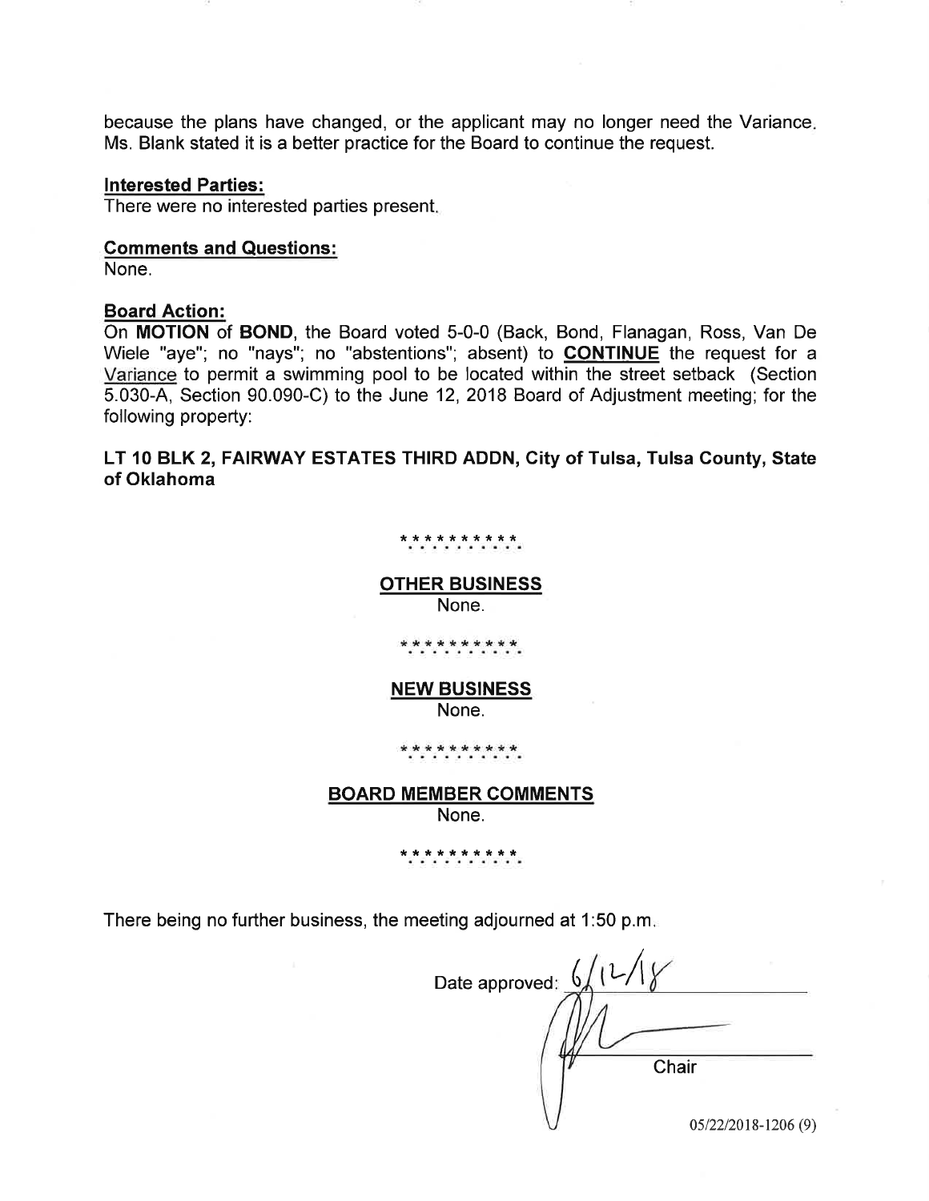because the plans have changed, or the applicant may no longer need the Variance. Ms. Blank stated it is a better practice for the Board to continue the request.

**Interested Parties:**
There were no interested parties present.

**Comments and Questions:**
None.

**Board Action:**
On **MOTION** of **BOND**, the Board voted 5-0-0 (Back, Bond, Flanagan, Ross, Van De Wiele "aye"; no "nays"; no "abstentions"; absent) to **CONTINUE** the request for a Variance to permit a swimming pool to be located within the street setback (Section 5.030-A, Section 90.090-C) to the June 12, 2018 Board of Adjustment meeting; for the following property:

**LT 10 BLK 2, FAIRWAY ESTATES THIRD ADDN, City of Tulsa, Tulsa County, State of Oklahoma**

\* \* \* \* \* \* \* \* \* \*

**OTHER BUSINESS**
None.

\* \* \* \* \* \* \* \* \* \*

**NEW BUSINESS**
None.

\* \* \* \* \* \* \* \* \* \*

**BOARD MEMBER COMMENTS**
None.

\* \* \* \* \* \* \* \* \* \*

There being no further business, the meeting adjourned at 1:50 p.m.

Date approved: 6/12/18

Chair

05/22/2018-1206 (9)